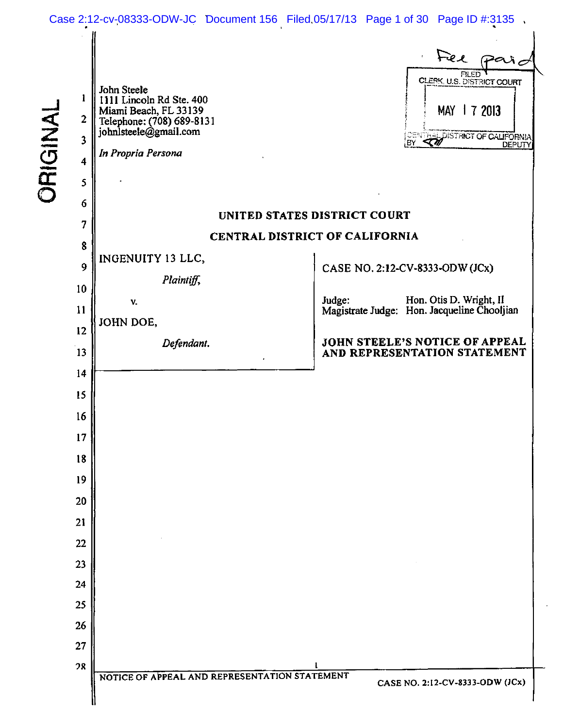John Steele
1111 Lincoln Rd Ste. 400
Miami Beach, FL 33139
Telephone: (708) 689-8131
johnlsteele@gmail.com

*In Propria Persona*

**UNITED STATES DISTRICT COURT**

**CENTRAL DISTRICT OF CALIFORNIA**

INGENUITY 13 LLC,

*Plaintiff,*

v.

JOHN DOE,

*Defendant.*

CASE NO. 2:12-CV-8333-ODW (JCx)

Judge: Hon. Otis D. Wright, II
Magistrate Judge: Hon. Jacqueline Chooljian

**JOHN STEELE'S NOTICE OF APPEAL AND REPRESENTATION STATEMENT**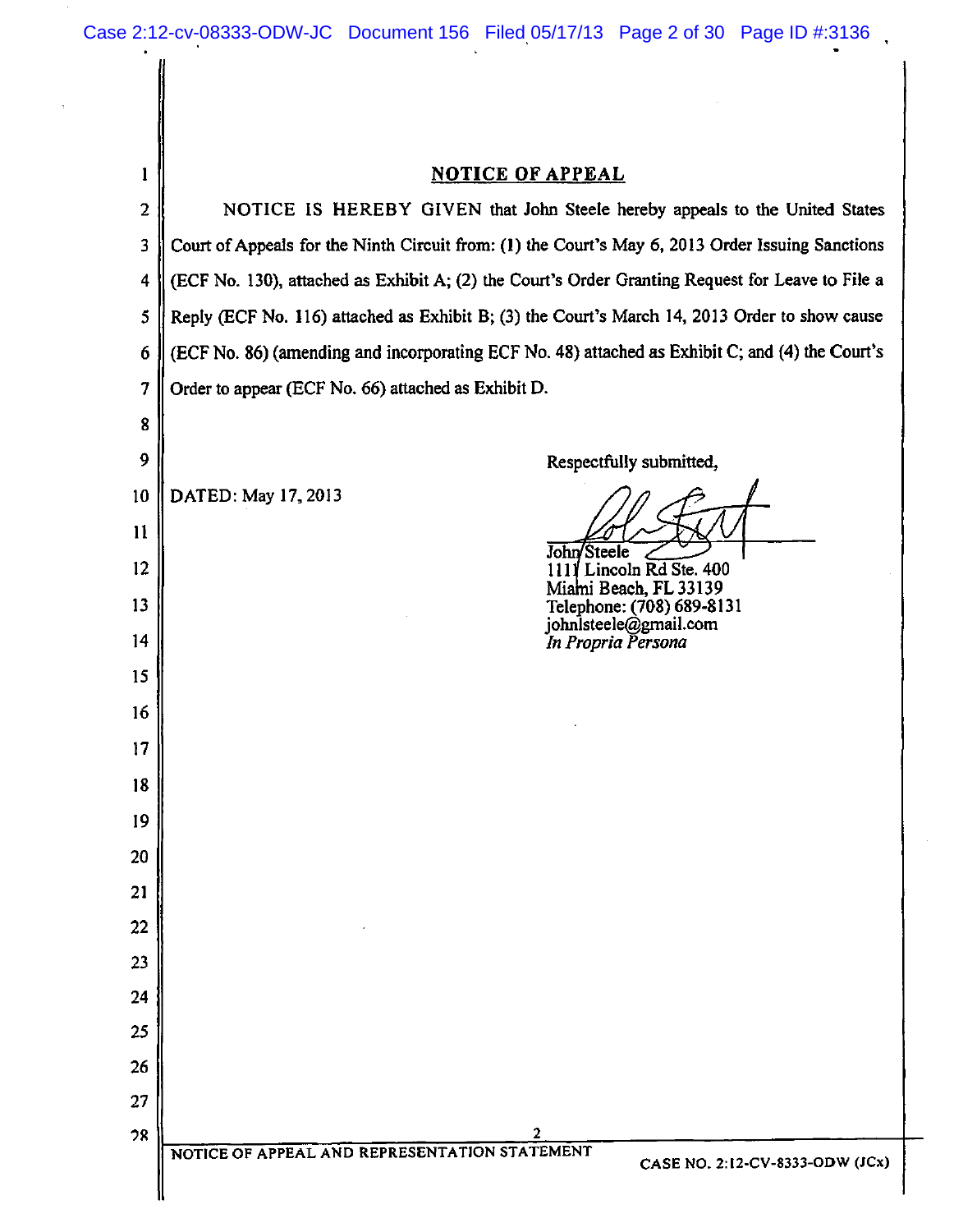# NOTICE OF APPEAL

NOTICE IS HEREBY GIVEN that John Steele hereby appeals to the United States Court of Appeals for the Ninth Circuit from: (1) the Court's May 6, 2013 Order Issuing Sanctions (ECF No. 130), attached as Exhibit A; (2) the Court's Order Granting Request for Leave to File a Reply (ECF No. 116) attached as Exhibit B; (3) the Court's March 14, 2013 Order to show cause (ECF No. 86) (amending and incorporating ECF No. 48) attached as Exhibit C; and (4) the Court's Order to appear (ECF No. 66) attached as Exhibit D.

DATED: May 17, 2013

Respectfully submitted,

John Steele
1111 Lincoln Rd Ste. 400
Miami Beach, FL 33139
Telephone: (708) 689-8131
johnlsteele@gmail.com
*In Propria Persona*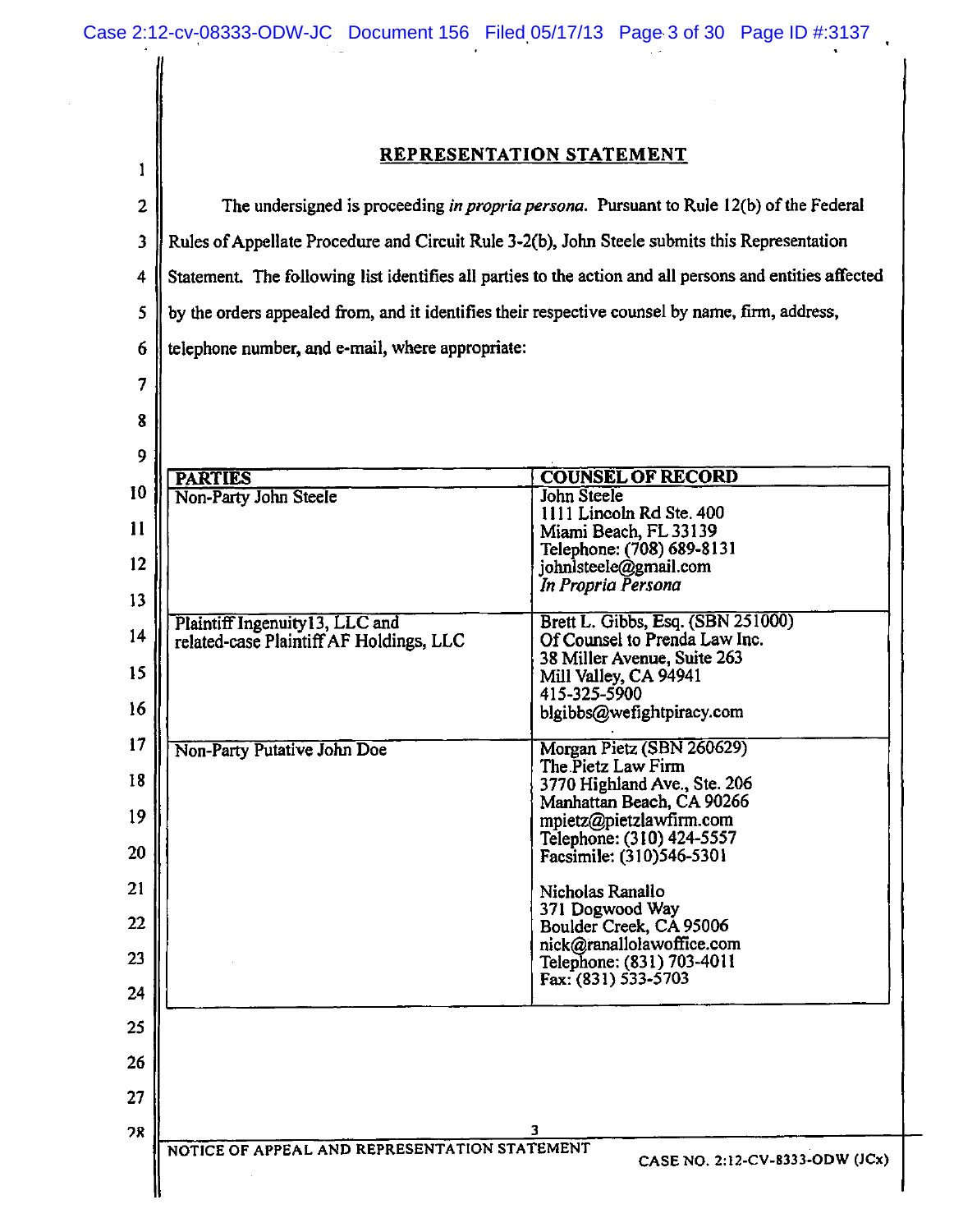## REPRESENTATION STATEMENT

The undersigned is proceeding *in propria persona*. Pursuant to Rule 12(b) of the Federal Rules of Appellate Procedure and Circuit Rule 3-2(b), John Steele submits this Representation Statement. The following list identifies all parties to the action and all persons and entities affected by the orders appealed from, and it identifies their respective counsel by name, firm, address, telephone number, and e-mail, where appropriate:

| PARTIES | COUNSEL OF RECORD |
|---|---|
| Non-Party John Steele | John Steele<br>1111 Lincoln Rd Ste. 400<br>Miami Beach, FL 33139<br>Telephone: (708) 689-8131<br>johnlsteele@gmail.com<br>*In Propria Persona* |
| Plaintiff Ingenuity13, LLC and related-case Plaintiff AF Holdings, LLC | Brett L. Gibbs, Esq. (SBN 251000)<br>Of Counsel to Prenda Law Inc.<br>38 Miller Avenue, Suite 263<br>Mill Valley, CA 94941<br>415-325-5900<br>blgibbs@wefightpiracy.com |
| Non-Party Putative John Doe | Morgan Pietz (SBN 260629)<br>The Pietz Law Firm<br>3770 Highland Ave., Ste. 206<br>Manhattan Beach, CA 90266<br>mpietz@pietzlawfirm.com<br>Telephone: (310) 424-5557<br>Facsimile: (310)546-5301<br><br>Nicholas Ranallo<br>371 Dogwood Way<br>Boulder Creek, CA 95006<br>nick@ranallolawoffice.com<br>Telephone: (831) 703-4011<br>Fax: (831) 533-5703 |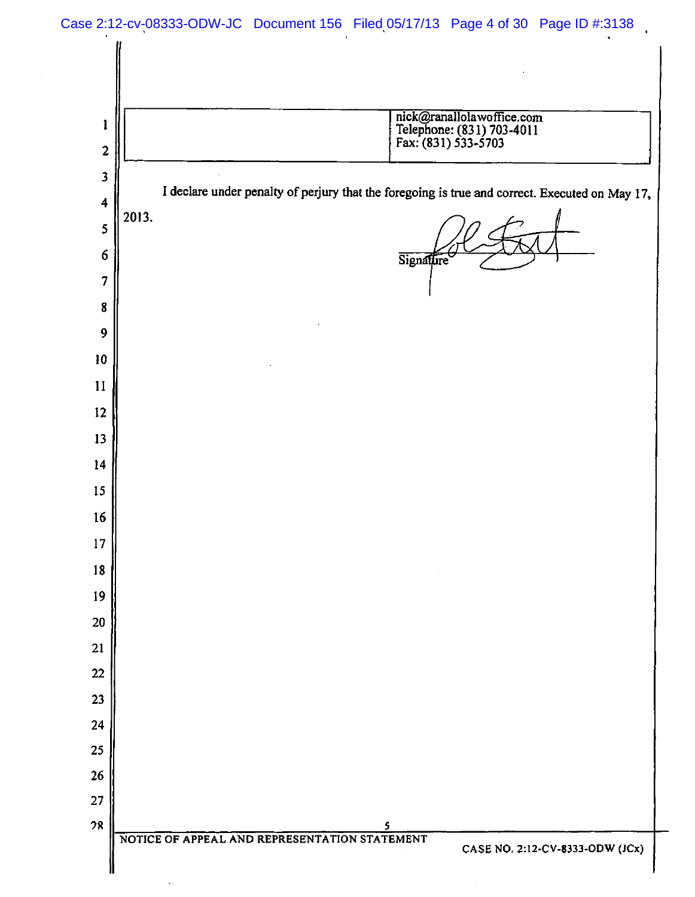| | nick@ranallolawoffice.com<br>Telephone: (831) 703-4011<br>Fax: (831) 533-5703 |
|---|---|

I declare under penalty of perjury that the foregoing is true and correct. Executed on May 17, 2013.

Signature

NOTICE OF APPEAL AND REPRESENTATION STATEMENT

CASE NO. 2:12-CV-8333-ODW (JCx)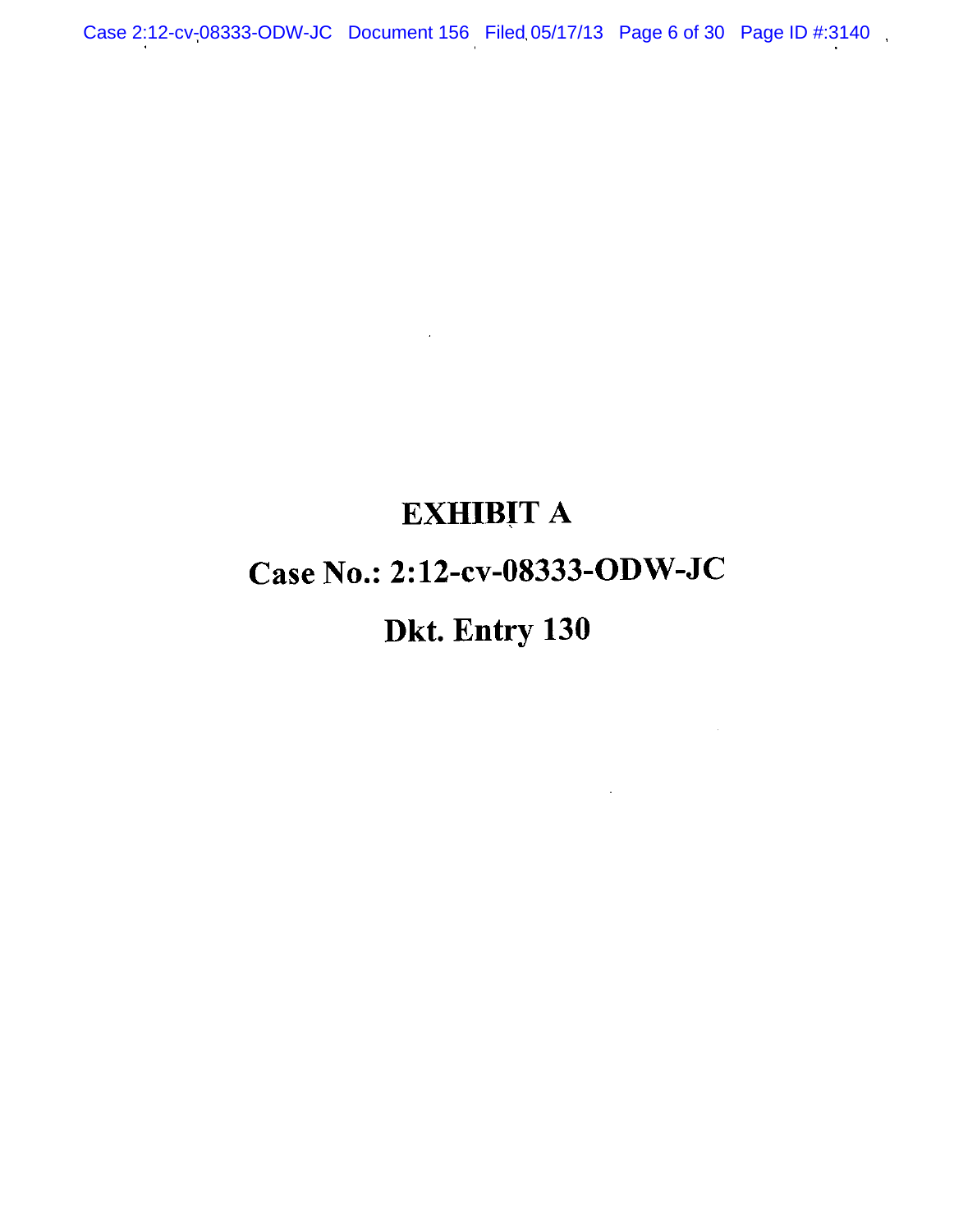# EXHIBIT A

# Case No.: 2:12-cv-08333-ODW-JC

# Dkt. Entry 130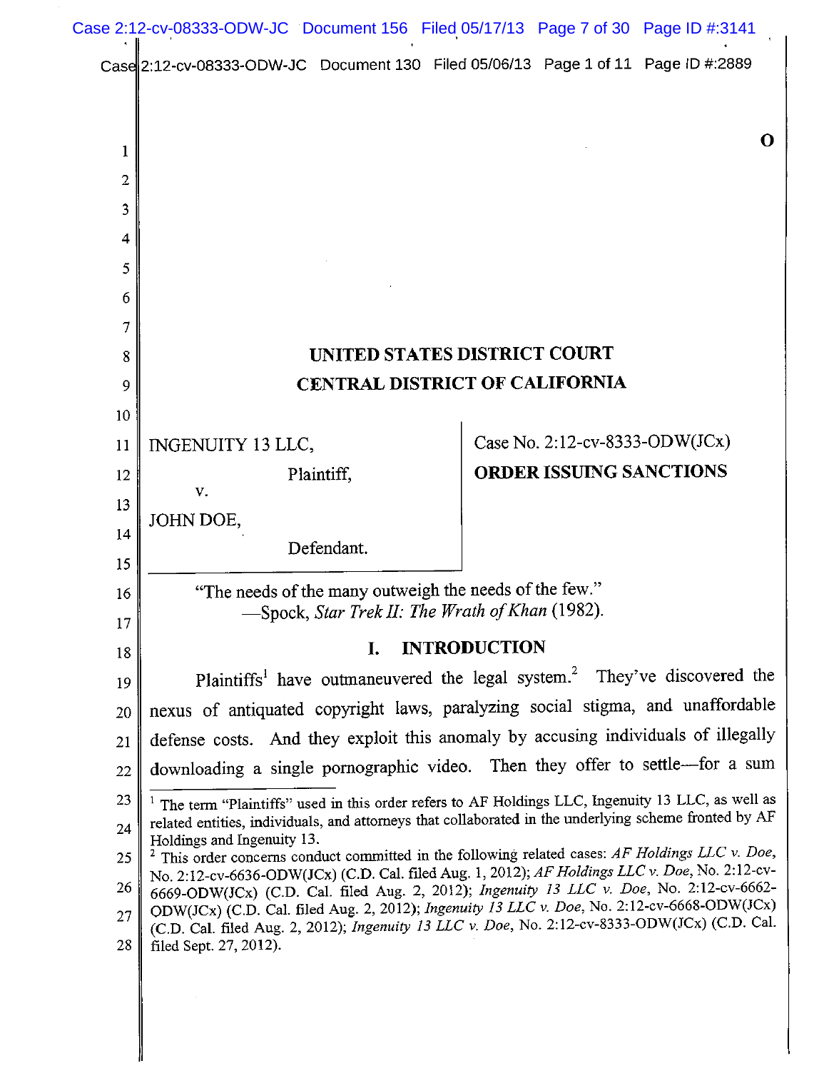O

UNITED STATES DISTRICT COURT
CENTRAL DISTRICT OF CALIFORNIA

| INGENUITY 13 LLC, Plaintiff, v. JOHN DOE, Defendant. | Case No. 2:12-cv-8333-ODW(JCx) **ORDER ISSUING SANCTIONS** |
| --- | --- |

"The needs of the many outweigh the needs of the few."
—Spock, *Star Trek II: The Wrath of Khan* (1982).

## I. INTRODUCTION

Plaintiffs[1] have outmaneuvered the legal system.[2] They've discovered the nexus of antiquated copyright laws, paralyzing social stigma, and unaffordable defense costs. And they exploit this anomaly by accusing individuals of illegally downloading a single pornographic video. Then they offer to settle—for a sum

---

[1] The term "Plaintiffs" used in this order refers to AF Holdings LLC, Ingenuity 13 LLC, as well as related entities, individuals, and attorneys that collaborated in the underlying scheme fronted by AF Holdings and Ingenuity 13.

[2] This order concerns conduct committed in the following related cases: *AF Holdings LLC v. Doe*, No. 2:12-cv-6636-ODW(JCx) (C.D. Cal. filed Aug. 1, 2012); *AF Holdings LLC v. Doe*, No. 2:12-cv-6669-ODW(JCx) (C.D. Cal. filed Aug. 2, 2012); *Ingenuity 13 LLC v. Doe*, No. 2:12-cv-6662-ODW(JCx) (C.D. Cal. filed Aug. 2, 2012); *Ingenuity 13 LLC v. Doe*, No. 2:12-cv-6668-ODW(JCx) (C.D. Cal. filed Aug. 2, 2012); *Ingenuity 13 LLC v. Doe*, No. 2:12-cv-8333-ODW(JCx) (C.D. Cal. filed Sept. 27, 2012).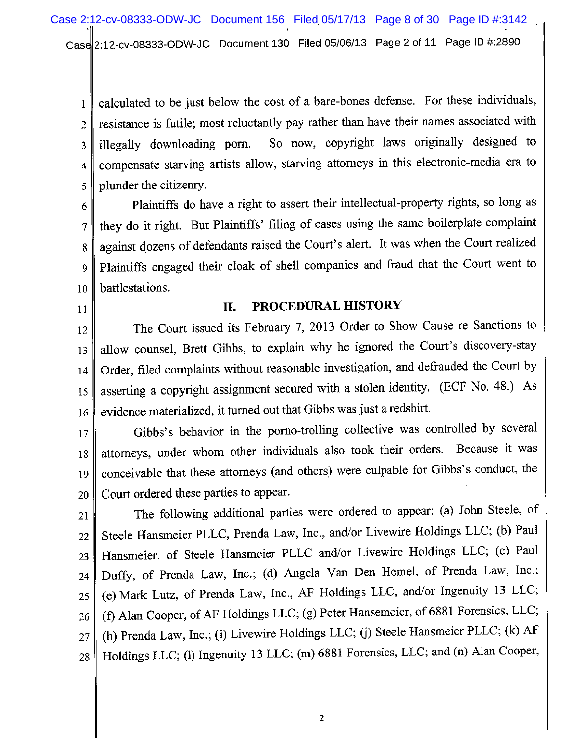calculated to be just below the cost of a bare-bones defense. For these individuals, resistance is futile; most reluctantly pay rather than have their names associated with illegally downloading porn. So now, copyright laws originally designed to compensate starving artists allow, starving attorneys in this electronic-media era to plunder the citizenry.

Plaintiffs do have a right to assert their intellectual-property rights, so long as they do it right. But Plaintiffs' filing of cases using the same boilerplate complaint against dozens of defendants raised the Court's alert. It was when the Court realized Plaintiffs engaged their cloak of shell companies and fraud that the Court went to battlestations.

## II. PROCEDURAL HISTORY

The Court issued its February 7, 2013 Order to Show Cause re Sanctions to allow counsel, Brett Gibbs, to explain why he ignored the Court's discovery-stay Order, filed complaints without reasonable investigation, and defrauded the Court by asserting a copyright assignment secured with a stolen identity. (ECF No. 48.) As evidence materialized, it turned out that Gibbs was just a redshirt.

Gibbs's behavior in the porno-trolling collective was controlled by several attorneys, under whom other individuals also took their orders. Because it was conceivable that these attorneys (and others) were culpable for Gibbs's conduct, the Court ordered these parties to appear.

The following additional parties were ordered to appear: (a) John Steele, of Steele Hansmeier PLLC, Prenda Law, Inc., and/or Livewire Holdings LLC; (b) Paul Hansmeier, of Steele Hansmeier PLLC and/or Livewire Holdings LLC; (c) Paul Duffy, of Prenda Law, Inc.; (d) Angela Van Den Hemel, of Prenda Law, Inc.; (e) Mark Lutz, of Prenda Law, Inc., AF Holdings LLC, and/or Ingenuity 13 LLC; (f) Alan Cooper, of AF Holdings LLC; (g) Peter Hansemeier, of 6881 Forensics, LLC; (h) Prenda Law, Inc.; (i) Livewire Holdings LLC; (j) Steele Hansmeier PLLC; (k) AF Holdings LLC; (l) Ingenuity 13 LLC; (m) 6881 Forensics, LLC; and (n) Alan Cooper,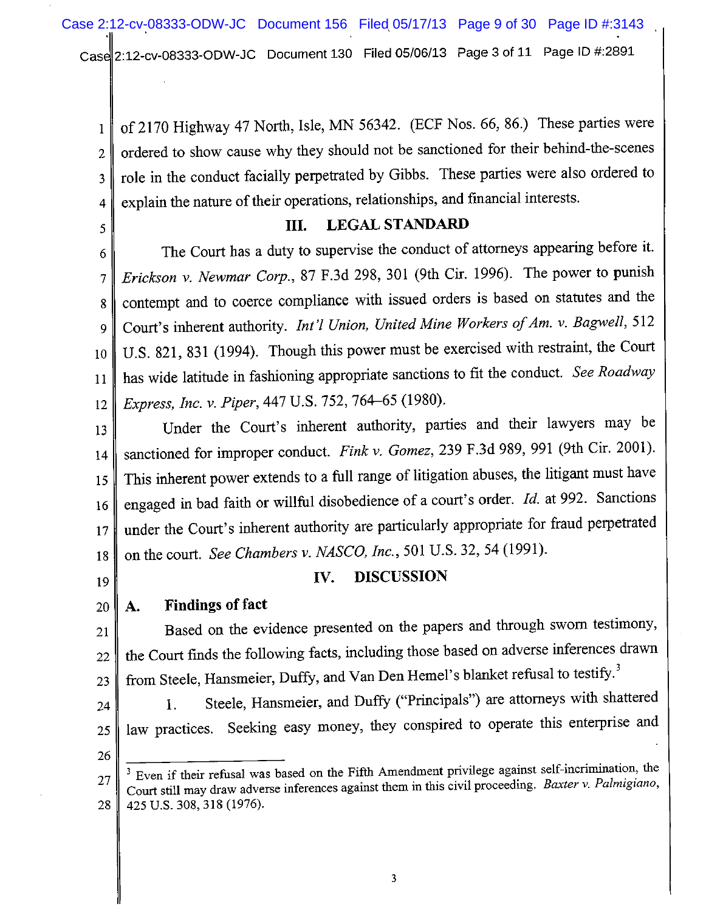of 2170 Highway 47 North, Isle, MN 56342. (ECF Nos. 66, 86.) These parties were ordered to show cause why they should not be sanctioned for their behind-the-scenes role in the conduct facially perpetrated by Gibbs. These parties were also ordered to explain the nature of their operations, relationships, and financial interests.

## III. LEGAL STANDARD

The Court has a duty to supervise the conduct of attorneys appearing before it. *Erickson v. Newmar Corp.*, 87 F.3d 298, 301 (9th Cir. 1996). The power to punish contempt and to coerce compliance with issued orders is based on statutes and the Court's inherent authority. *Int'l Union, United Mine Workers of Am. v. Bagwell*, 512 U.S. 821, 831 (1994). Though this power must be exercised with restraint, the Court has wide latitude in fashioning appropriate sanctions to fit the conduct. *See Roadway Express, Inc. v. Piper*, 447 U.S. 752, 764–65 (1980).

Under the Court's inherent authority, parties and their lawyers may be sanctioned for improper conduct. *Fink v. Gomez*, 239 F.3d 989, 991 (9th Cir. 2001). This inherent power extends to a full range of litigation abuses, the litigant must have engaged in bad faith or willful disobedience of a court's order. *Id.* at 992. Sanctions under the Court's inherent authority are particularly appropriate for fraud perpetrated on the court. *See Chambers v. NASCO, Inc.*, 501 U.S. 32, 54 (1991).

## IV. DISCUSSION

### A. Findings of fact

Based on the evidence presented on the papers and through sworn testimony, the Court finds the following facts, including those based on adverse inferences drawn from Steele, Hansmeier, Duffy, and Van Den Hemel's blanket refusal to testify.[3]

1. Steele, Hansmeier, and Duffy ("Principals") are attorneys with shattered law practices. Seeking easy money, they conspired to operate this enterprise and

---

[3] Even if their refusal was based on the Fifth Amendment privilege against self-incrimination, the Court still may draw adverse inferences against them in this civil proceeding. *Baxter v. Palmigiano*, 425 U.S. 308, 318 (1976).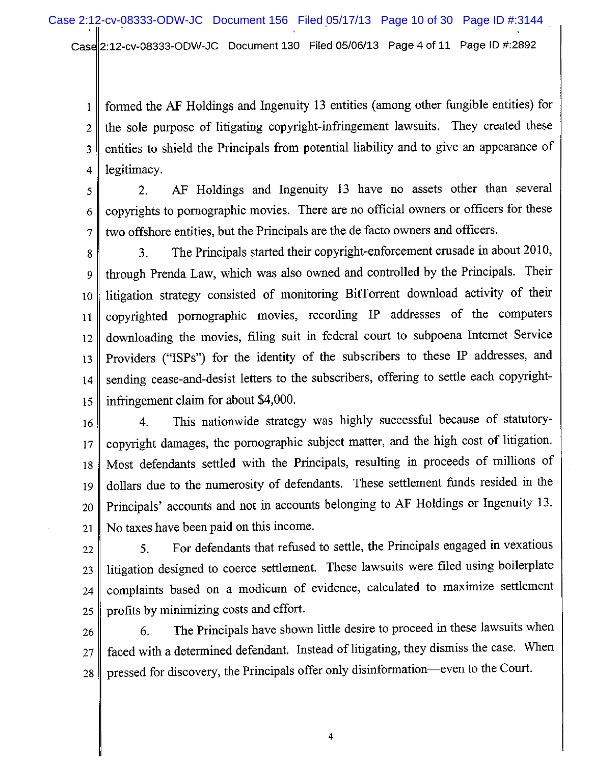formed the AF Holdings and Ingenuity 13 entities (among other fungible entities) for the sole purpose of litigating copyright-infringement lawsuits. They created these entities to shield the Principals from potential liability and to give an appearance of legitimacy.

2. AF Holdings and Ingenuity 13 have no assets other than several copyrights to pornographic movies. There are no official owners or officers for these two offshore entities, but the Principals are the de facto owners and officers.

3. The Principals started their copyright-enforcement crusade in about 2010, through Prenda Law, which was also owned and controlled by the Principals. Their litigation strategy consisted of monitoring BitTorrent download activity of their copyrighted pornographic movies, recording IP addresses of the computers downloading the movies, filing suit in federal court to subpoena Internet Service Providers ("ISPs") for the identity of the subscribers to these IP addresses, and sending cease-and-desist letters to the subscribers, offering to settle each copyright-infringement claim for about $4,000.

4. This nationwide strategy was highly successful because of statutory-copyright damages, the pornographic subject matter, and the high cost of litigation. Most defendants settled with the Principals, resulting in proceeds of millions of dollars due to the numerosity of defendants. These settlement funds resided in the Principals' accounts and not in accounts belonging to AF Holdings or Ingenuity 13. No taxes have been paid on this income.

5. For defendants that refused to settle, the Principals engaged in vexatious litigation designed to coerce settlement. These lawsuits were filed using boilerplate complaints based on a modicum of evidence, calculated to maximize settlement profits by minimizing costs and effort.

6. The Principals have shown little desire to proceed in these lawsuits when faced with a determined defendant. Instead of litigating, they dismiss the case. When pressed for discovery, the Principals offer only disinformation—even to the Court.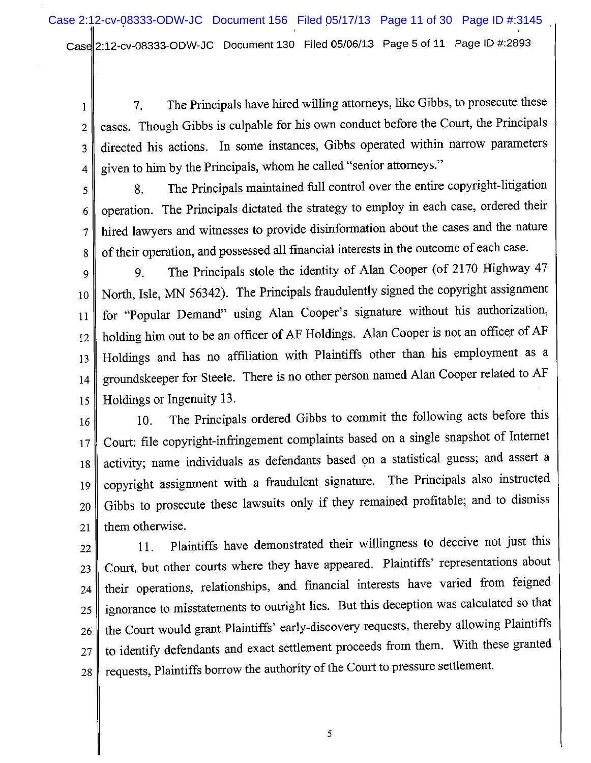7. The Principals have hired willing attorneys, like Gibbs, to prosecute these cases. Though Gibbs is culpable for his own conduct before the Court, the Principals directed his actions. In some instances, Gibbs operated within narrow parameters given to him by the Principals, whom he called "senior attorneys."

8. The Principals maintained full control over the entire copyright-litigation operation. The Principals dictated the strategy to employ in each case, ordered their hired lawyers and witnesses to provide disinformation about the cases and the nature of their operation, and possessed all financial interests in the outcome of each case.

9. The Principals stole the identity of Alan Cooper (of 2170 Highway 47 North, Isle, MN 56342). The Principals fraudulently signed the copyright assignment for "Popular Demand" using Alan Cooper's signature without his authorization, holding him out to be an officer of AF Holdings. Alan Cooper is not an officer of AF Holdings and has no affiliation with Plaintiffs other than his employment as a groundskeeper for Steele. There is no other person named Alan Cooper related to AF Holdings or Ingenuity 13.

10. The Principals ordered Gibbs to commit the following acts before this Court: file copyright-infringement complaints based on a single snapshot of Internet activity; name individuals as defendants based on a statistical guess; and assert a copyright assignment with a fraudulent signature. The Principals also instructed Gibbs to prosecute these lawsuits only if they remained profitable; and to dismiss them otherwise.

11. Plaintiffs have demonstrated their willingness to deceive not just this Court, but other courts where they have appeared. Plaintiffs' representations about their operations, relationships, and financial interests have varied from feigned ignorance to misstatements to outright lies. But this deception was calculated so that the Court would grant Plaintiffs' early-discovery requests, thereby allowing Plaintiffs to identify defendants and exact settlement proceeds from them. With these granted requests, Plaintiffs borrow the authority of the Court to pressure settlement.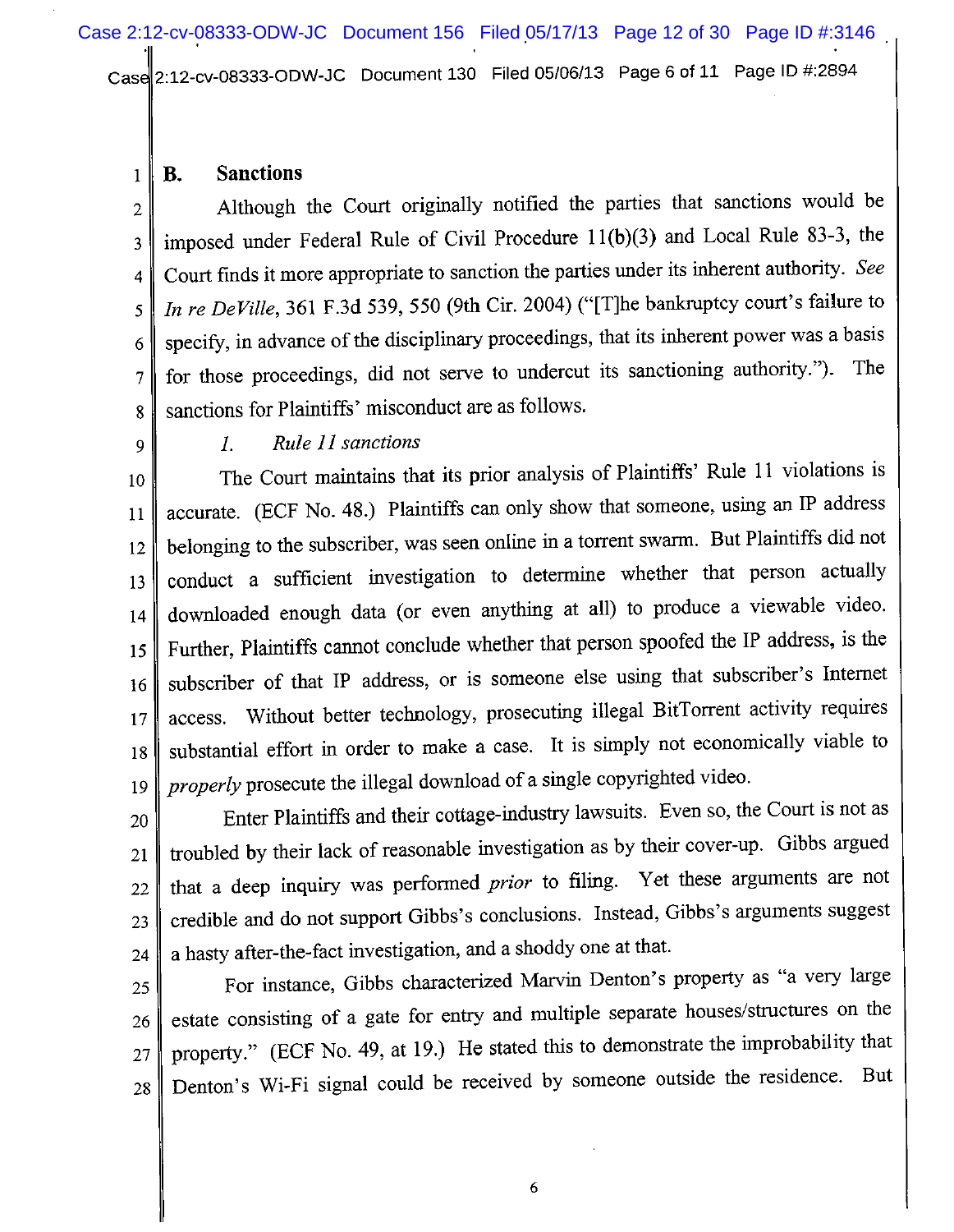## B. Sanctions

Although the Court originally notified the parties that sanctions would be imposed under Federal Rule of Civil Procedure 11(b)(3) and Local Rule 83-3, the Court finds it more appropriate to sanction the parties under its inherent authority. *See In re DeVille*, 361 F.3d 539, 550 (9th Cir. 2004) ("[T]he bankruptcy court's failure to specify, in advance of the disciplinary proceedings, that its inherent power was a basis for those proceedings, did not serve to undercut its sanctioning authority."). The sanctions for Plaintiffs' misconduct are as follows.

### *1. Rule 11 sanctions*

The Court maintains that its prior analysis of Plaintiffs' Rule 11 violations is accurate. (ECF No. 48.) Plaintiffs can only show that someone, using an IP address belonging to the subscriber, was seen online in a torrent swarm. But Plaintiffs did not conduct a sufficient investigation to determine whether that person actually downloaded enough data (or even anything at all) to produce a viewable video. Further, Plaintiffs cannot conclude whether that person spoofed the IP address, is the subscriber of that IP address, or is someone else using that subscriber's Internet access. Without better technology, prosecuting illegal BitTorrent activity requires substantial effort in order to make a case. It is simply not economically viable to *properly* prosecute the illegal download of a single copyrighted video.

Enter Plaintiffs and their cottage-industry lawsuits. Even so, the Court is not as troubled by their lack of reasonable investigation as by their cover-up. Gibbs argued that a deep inquiry was performed *prior* to filing. Yet these arguments are not credible and do not support Gibbs's conclusions. Instead, Gibbs's arguments suggest a hasty after-the-fact investigation, and a shoddy one at that.

For instance, Gibbs characterized Marvin Denton's property as "a very large estate consisting of a gate for entry and multiple separate houses/structures on the property." (ECF No. 49, at 19.) He stated this to demonstrate the improbability that Denton's Wi-Fi signal could be received by someone outside the residence. But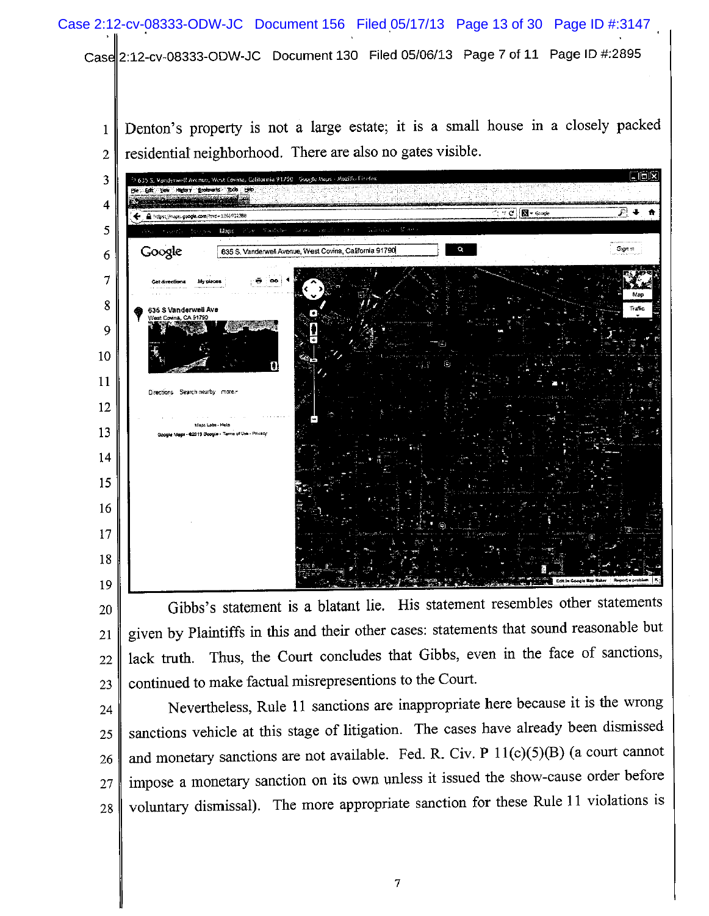Denton's property is not a large estate; it is a small house in a closely packed residential neighborhood. There are also no gates visible.

Gibbs's statement is a blatant lie. His statement resembles other statements given by Plaintiffs in this and their other cases: statements that sound reasonable but lack truth. Thus, the Court concludes that Gibbs, even in the face of sanctions, continued to make factual misrepresentions to the Court.

Nevertheless, Rule 11 sanctions are inappropriate here because it is the wrong sanctions vehicle at this stage of litigation. The cases have already been dismissed and monetary sanctions are not available. Fed. R. Civ. P 11(c)(5)(B) (a court cannot impose a monetary sanction on its own unless it issued the show-cause order before voluntary dismissal). The more appropriate sanction for these Rule 11 violations is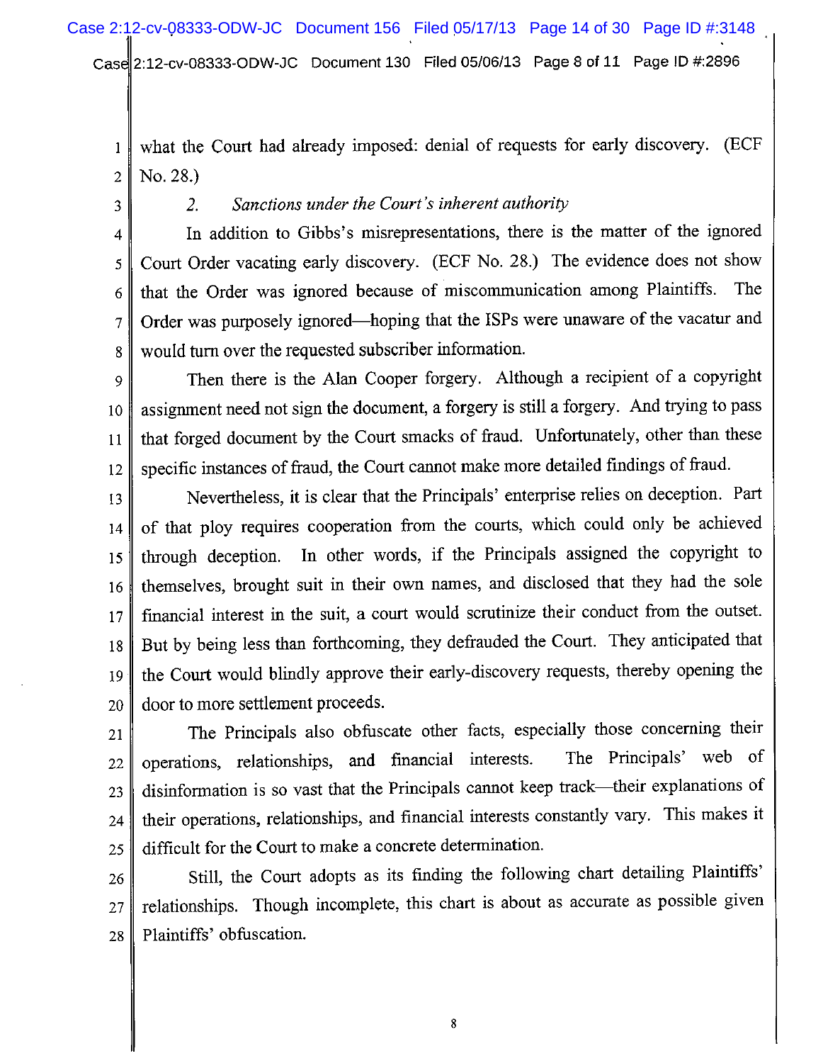what the Court had already imposed: denial of requests for early discovery. (ECF No. 28.)

### 2. *Sanctions under the Court's inherent authority*

In addition to Gibbs's misrepresentations, there is the matter of the ignored Court Order vacating early discovery. (ECF No. 28.) The evidence does not show that the Order was ignored because of miscommunication among Plaintiffs. The Order was purposely ignored—hoping that the ISPs were unaware of the vacatur and would turn over the requested subscriber information.

Then there is the Alan Cooper forgery. Although a recipient of a copyright assignment need not sign the document, a forgery is still a forgery. And trying to pass that forged document by the Court smacks of fraud. Unfortunately, other than these specific instances of fraud, the Court cannot make more detailed findings of fraud.

Nevertheless, it is clear that the Principals' enterprise relies on deception. Part of that ploy requires cooperation from the courts, which could only be achieved through deception. In other words, if the Principals assigned the copyright to themselves, brought suit in their own names, and disclosed that they had the sole financial interest in the suit, a court would scrutinize their conduct from the outset. But by being less than forthcoming, they defrauded the Court. They anticipated that the Court would blindly approve their early-discovery requests, thereby opening the door to more settlement proceeds.

The Principals also obfuscate other facts, especially those concerning their operations, relationships, and financial interests. The Principals' web of disinformation is so vast that the Principals cannot keep track—their explanations of their operations, relationships, and financial interests constantly vary. This makes it difficult for the Court to make a concrete determination.

Still, the Court adopts as its finding the following chart detailing Plaintiffs' relationships. Though incomplete, this chart is about as accurate as possible given Plaintiffs' obfuscation.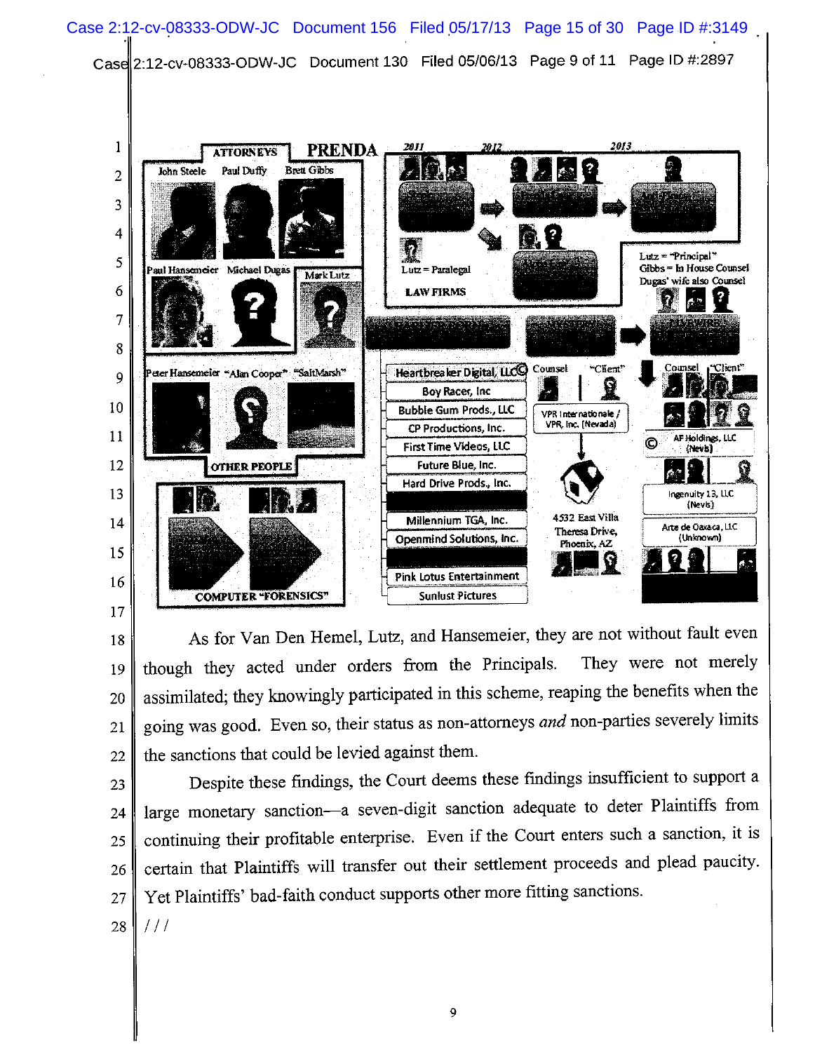ATTORNEYS — PRENDA

John Steele, Paul Duffy, Brett Gibbs

Paul Hansemeier, Michael Dugas, Mark Lutz

Peter Hansemeier, "Alan Cooper", "SaltMarsh"

OTHER PEOPLE

COMPUTER "FORENSICS"

2011 — 2012 — 2013

Lutz = Paralegal

LAW FIRMS

Lutz = "Principal"
Gibbs = In House Counsel
Dugas' wife also Counsel

Heartbreaker Digital, LLC ©
Boy Racer, Inc
Bubble Gum Prods., LLC
CP Productions, Inc.
First Time Videos, LLC
Future Blue, Inc.
Hard Drive Prods., Inc.
Millennium TGA, Inc.
Openmind Solutions, Inc.
Pink Lotus Entertainment
Sunlust Pictures

Counsel — "Client"

VPR Internationale / VPR, Inc. (Nevada)

4532 East Villa Theresa Drive, Phoenix, AZ

Counsel — "Client"

© AF Holdings, LLC (Nevis)

Ingenuity 13, LLC (Nevis)

Arte de Oaxaca, LLC (Unknown)

As for Van Den Hemel, Lutz, and Hansemeier, they are not without fault even though they acted under orders from the Principals. They were not merely assimilated; they knowingly participated in this scheme, reaping the benefits when the going was good. Even so, their status as non-attorneys *and* non-parties severely limits the sanctions that could be levied against them.

Despite these findings, the Court deems these findings insufficient to support a large monetary sanction—a seven-digit sanction adequate to deter Plaintiffs from continuing their profitable enterprise. Even if the Court enters such a sanction, it is certain that Plaintiffs will transfer out their settlement proceeds and plead paucity. Yet Plaintiffs' bad-faith conduct supports other more fitting sanctions.

/ / /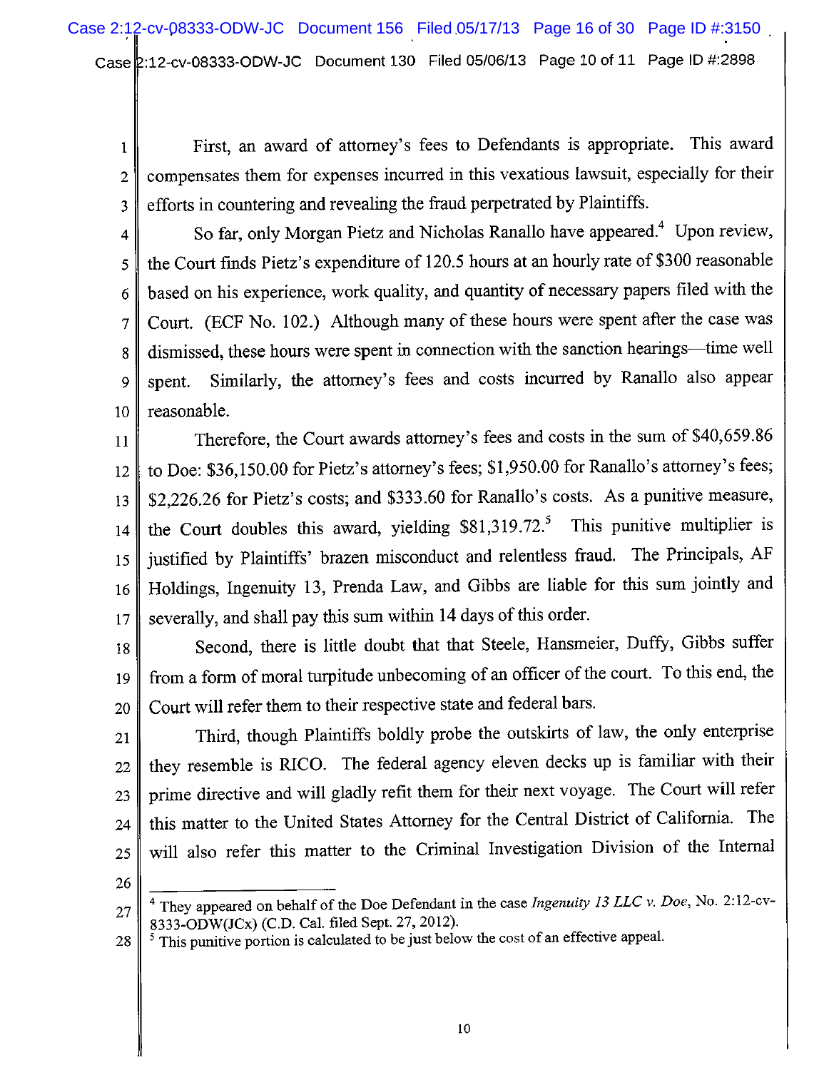First, an award of attorney's fees to Defendants is appropriate. This award compensates them for expenses incurred in this vexatious lawsuit, especially for their efforts in countering and revealing the fraud perpetrated by Plaintiffs.

So far, only Morgan Pietz and Nicholas Ranallo have appeared.[4] Upon review, the Court finds Pietz's expenditure of 120.5 hours at an hourly rate of $300 reasonable based on his experience, work quality, and quantity of necessary papers filed with the Court. (ECF No. 102.) Although many of these hours were spent after the case was dismissed, these hours were spent in connection with the sanction hearings—time well spent. Similarly, the attorney's fees and costs incurred by Ranallo also appear reasonable.

Therefore, the Court awards attorney's fees and costs in the sum of $40,659.86 to Doe: $36,150.00 for Pietz's attorney's fees; $1,950.00 for Ranallo's attorney's fees; $2,226.26 for Pietz's costs; and $333.60 for Ranallo's costs. As a punitive measure, the Court doubles this award, yielding $81,319.72.[5] This punitive multiplier is justified by Plaintiffs' brazen misconduct and relentless fraud. The Principals, AF Holdings, Ingenuity 13, Prenda Law, and Gibbs are liable for this sum jointly and severally, and shall pay this sum within 14 days of this order.

Second, there is little doubt that that Steele, Hansmeier, Duffy, Gibbs suffer from a form of moral turpitude unbecoming of an officer of the court. To this end, the Court will refer them to their respective state and federal bars.

Third, though Plaintiffs boldly probe the outskirts of law, the only enterprise they resemble is RICO. The federal agency eleven decks up is familiar with their prime directive and will gladly refit them for their next voyage. The Court will refer this matter to the United States Attorney for the Central District of California. The will also refer this matter to the Criminal Investigation Division of the Internal

---

[4] They appeared on behalf of the Doe Defendant in the case *Ingenuity 13 LLC v. Doe*, No. 2:12-cv-8333-ODW(JCx) (C.D. Cal. filed Sept. 27, 2012).

[5] This punitive portion is calculated to be just below the cost of an effective appeal.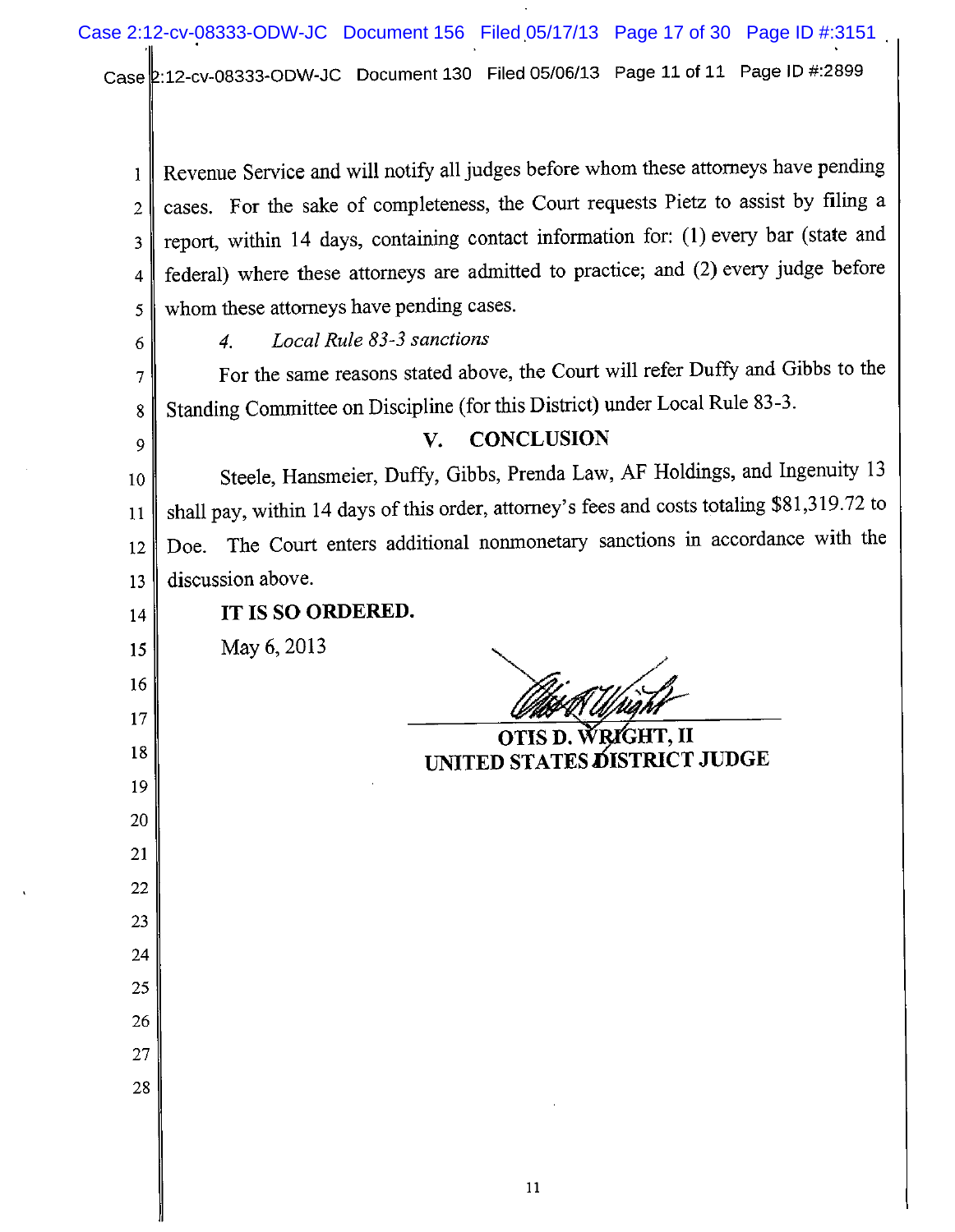Revenue Service and will notify all judges before whom these attorneys have pending cases. For the sake of completeness, the Court requests Pietz to assist by filing a report, within 14 days, containing contact information for: (1) every bar (state and federal) where these attorneys are admitted to practice; and (2) every judge before whom these attorneys have pending cases.

*4. Local Rule 83-3 sanctions*

For the same reasons stated above, the Court will refer Duffy and Gibbs to the Standing Committee on Discipline (for this District) under Local Rule 83-3.

## V. CONCLUSION

Steele, Hansmeier, Duffy, Gibbs, Prenda Law, AF Holdings, and Ingenuity 13 shall pay, within 14 days of this order, attorney's fees and costs totaling $81,319.72 to Doe. The Court enters additional nonmonetary sanctions in accordance with the discussion above.

**IT IS SO ORDERED.**

May 6, 2013

**OTIS D. WRIGHT, II**
**UNITED STATES DISTRICT JUDGE**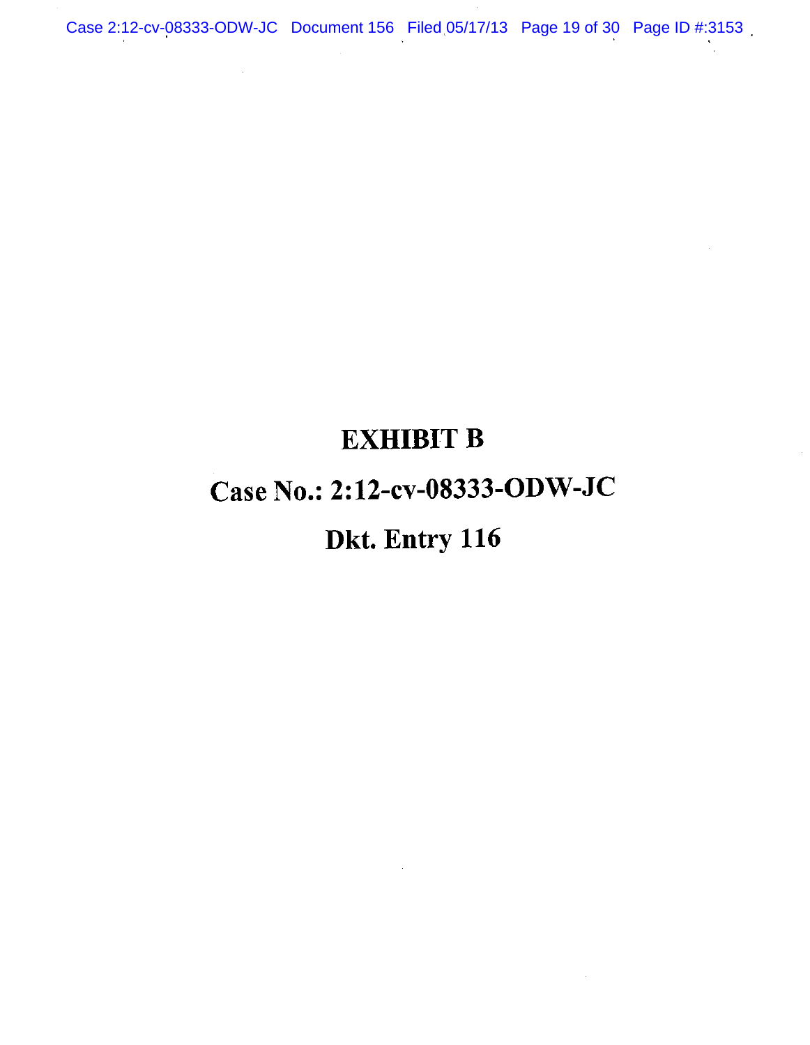# EXHIBIT B

# Case No.: 2:12-cv-08333-ODW-JC

# Dkt. Entry 116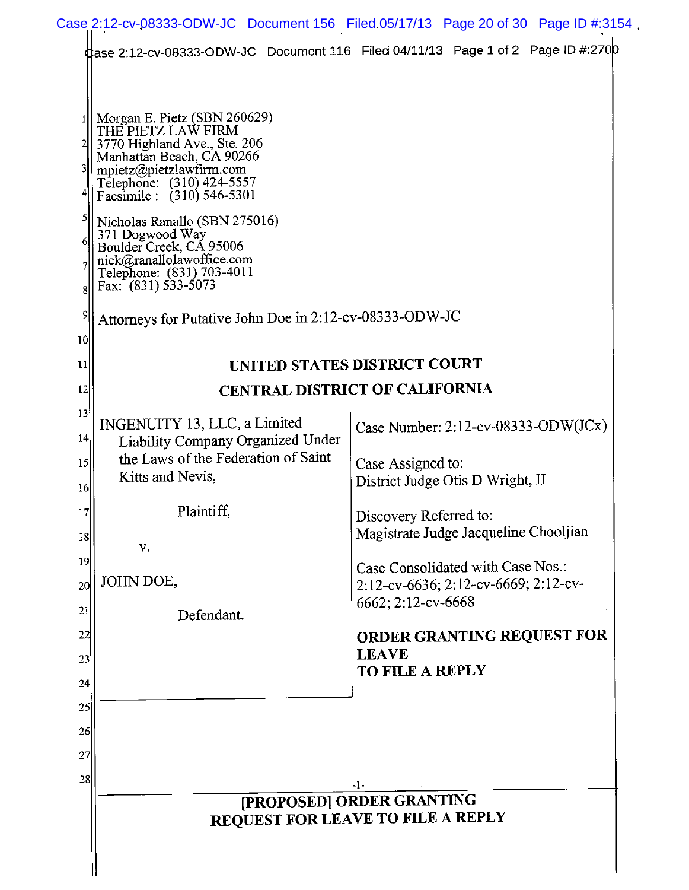Morgan E. Pietz (SBN 260629)
THE PIETZ LAW FIRM
3770 Highland Ave., Ste. 206
Manhattan Beach, CA 90266
mpietz@pietzlawfirm.com
Telephone: (310) 424-5557
Facsimile : (310) 546-5301

Nicholas Ranallo (SBN 275016)
371 Dogwood Way
Boulder Creek, CA 95006
nick@ranallolawoffice.com
Telephone: (831) 703-4011
Fax: (831) 533-5073

Attorneys for Putative John Doe in 2:12-cv-08333-ODW-JC

**UNITED STATES DISTRICT COURT**

**CENTRAL DISTRICT OF CALIFORNIA**

| | |
|---|---|
| INGENUITY 13, LLC, a Limited Liability Company Organized Under the Laws of the Federation of Saint Kitts and Nevis,<br><br>Plaintiff,<br><br>v.<br><br>JOHN DOE,<br><br>Defendant. | Case Number: 2:12-cv-08333-ODW(JCx)<br><br>Case Assigned to:<br>District Judge Otis D Wright, II<br><br>Discovery Referred to:<br>Magistrate Judge Jacqueline Chooljian<br><br>Case Consolidated with Case Nos.:<br>2:12-cv-6636; 2:12-cv-6669; 2:12-cv-6662; 2:12-cv-6668<br><br>**ORDER GRANTING REQUEST FOR LEAVE TO FILE A REPLY** |

**[PROPOSED] ORDER GRANTING REQUEST FOR LEAVE TO FILE A REPLY**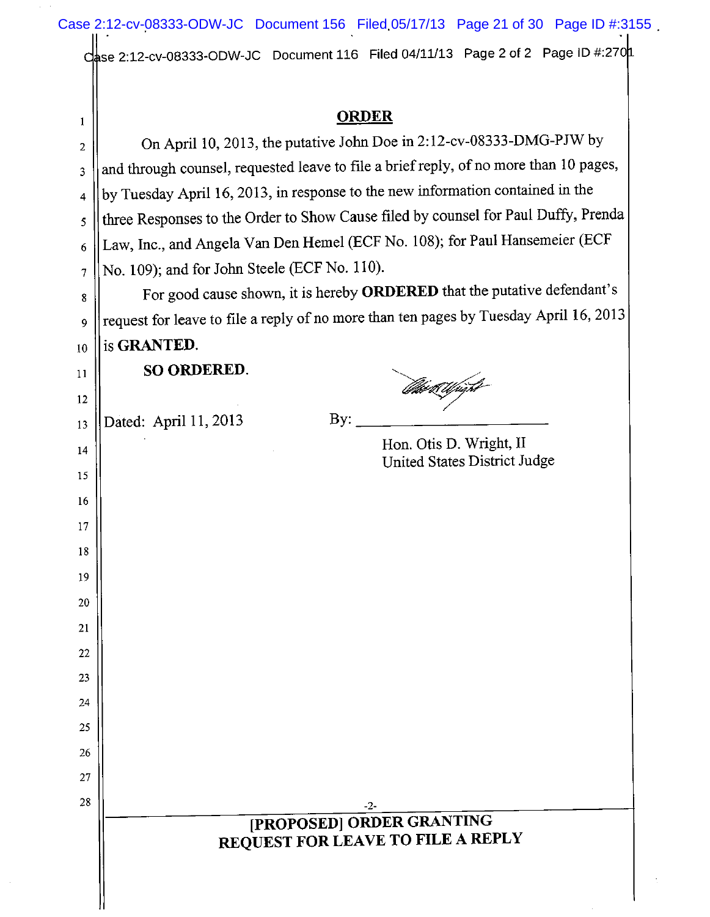# ORDER

On April 10, 2013, the putative John Doe in 2:12-cv-08333-DMG-PJW by and through counsel, requested leave to file a brief reply, of no more than 10 pages, by Tuesday April 16, 2013, in response to the new information contained in the three Responses to the Order to Show Cause filed by counsel for Paul Duffy, Prenda Law, Inc., and Angela Van Den Hemel (ECF No. 108); for Paul Hansemeier (ECF No. 109); and for John Steele (ECF No. 110).

For good cause shown, it is hereby **ORDERED** that the putative defendant's request for leave to file a reply of no more than ten pages by Tuesday April 16, 2013 is **GRANTED**.

**SO ORDERED.**

Dated: April 11, 2013

By: ______________________

Hon. Otis D. Wright, II
United States District Judge

**[PROPOSED] ORDER GRANTING REQUEST FOR LEAVE TO FILE A REPLY**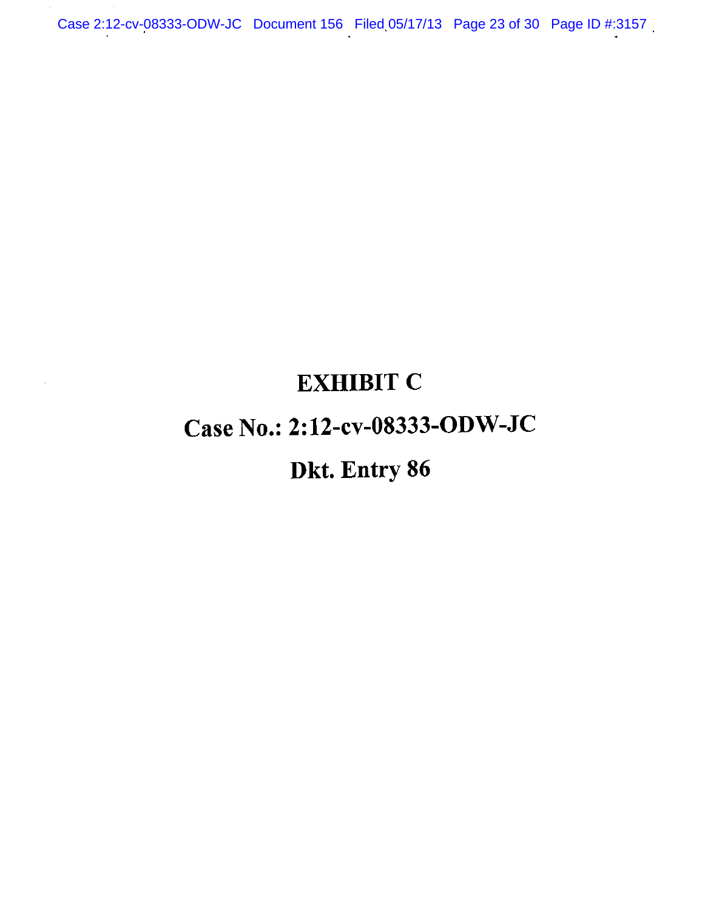# EXHIBIT C

# Case No.: 2:12-cv-08333-ODW-JC

# Dkt. Entry 86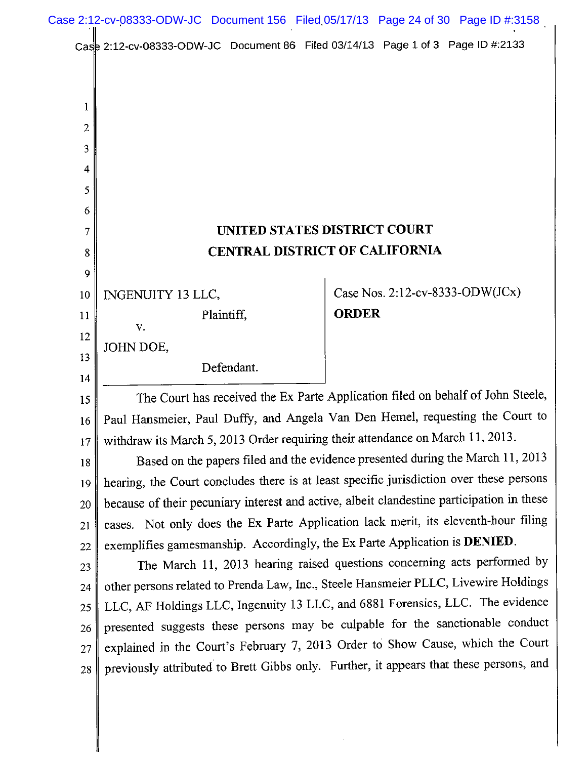# UNITED STATES DISTRICT COURT
# CENTRAL DISTRICT OF CALIFORNIA

INGENUITY 13 LLC,

Plaintiff,

v.

JOHN DOE,

Defendant.

Case Nos. 2:12-cv-8333-ODW(JCx)

**ORDER**

The Court has received the Ex Parte Application filed on behalf of John Steele, Paul Hansmeier, Paul Duffy, and Angela Van Den Hemel, requesting the Court to withdraw its March 5, 2013 Order requiring their attendance on March 11, 2013.

Based on the papers filed and the evidence presented during the March 11, 2013 hearing, the Court concludes there is at least specific jurisdiction over these persons because of their pecuniary interest and active, albeit clandestine participation in these cases. Not only does the Ex Parte Application lack merit, its eleventh-hour filing exemplifies gamesmanship. Accordingly, the Ex Parte Application is **DENIED**.

The March 11, 2013 hearing raised questions concerning acts performed by other persons related to Prenda Law, Inc., Steele Hansmeier PLLC, Livewire Holdings LLC, AF Holdings LLC, Ingenuity 13 LLC, and 6881 Forensics, LLC. The evidence presented suggests these persons may be culpable for the sanctionable conduct explained in the Court's February 7, 2013 Order to Show Cause, which the Court previously attributed to Brett Gibbs only. Further, it appears that these persons, and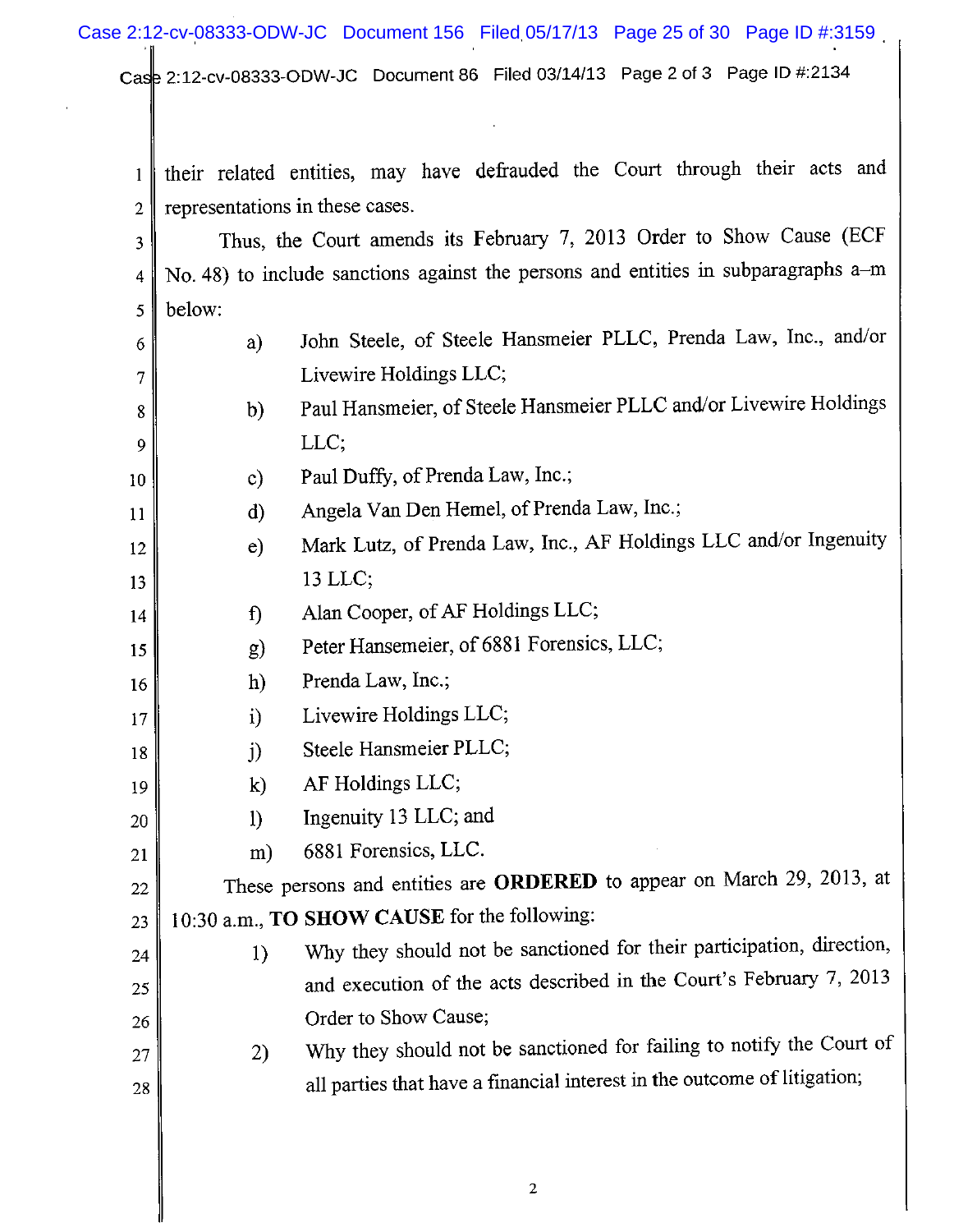their related entities, may have defrauded the Court through their acts and representations in these cases.

Thus, the Court amends its February 7, 2013 Order to Show Cause (ECF No. 48) to include sanctions against the persons and entities in subparagraphs a–m below:

a) John Steele, of Steele Hansmeier PLLC, Prenda Law, Inc., and/or Livewire Holdings LLC;

b) Paul Hansmeier, of Steele Hansmeier PLLC and/or Livewire Holdings LLC;

c) Paul Duffy, of Prenda Law, Inc.;

d) Angela Van Den Hemel, of Prenda Law, Inc.;

e) Mark Lutz, of Prenda Law, Inc., AF Holdings LLC and/or Ingenuity 13 LLC;

f) Alan Cooper, of AF Holdings LLC;

g) Peter Hansemeier, of 6881 Forensics, LLC;

h) Prenda Law, Inc.;

i) Livewire Holdings LLC;

j) Steele Hansmeier PLLC;

k) AF Holdings LLC;

l) Ingenuity 13 LLC; and

m) 6881 Forensics, LLC.

These persons and entities are **ORDERED** to appear on March 29, 2013, at 10:30 a.m., **TO SHOW CAUSE** for the following:

1) Why they should not be sanctioned for their participation, direction, and execution of the acts described in the Court's February 7, 2013 Order to Show Cause;

2) Why they should not be sanctioned for failing to notify the Court of all parties that have a financial interest in the outcome of litigation;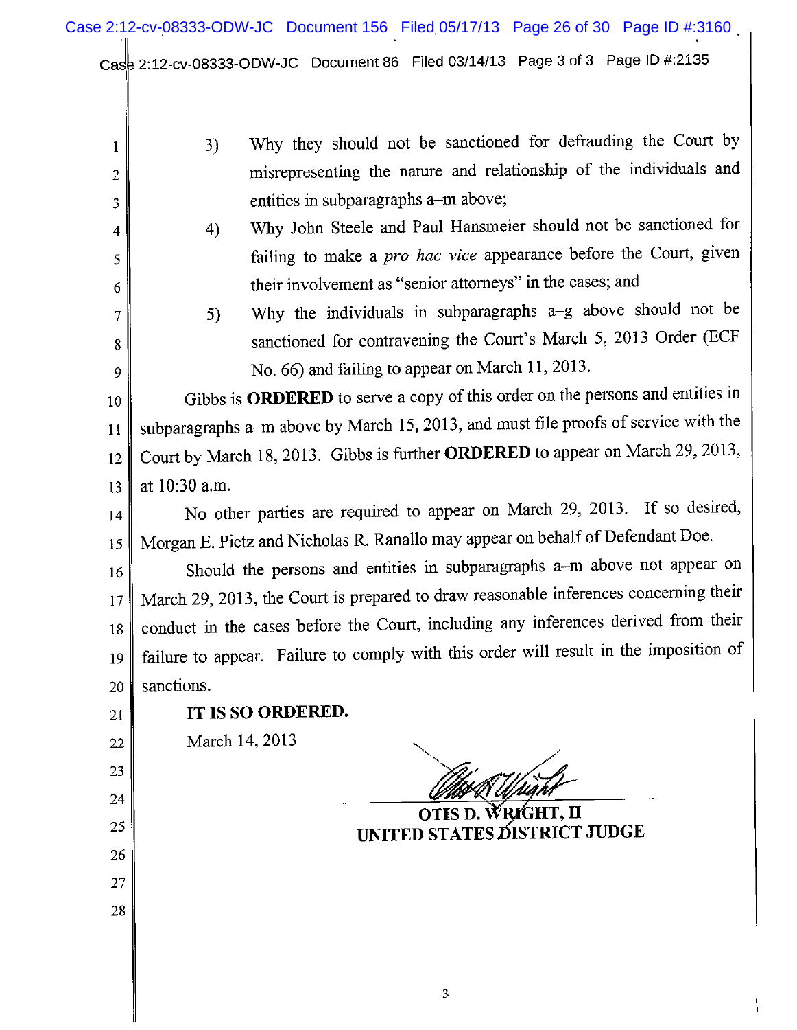3) Why they should not be sanctioned for defrauding the Court by misrepresenting the nature and relationship of the individuals and entities in subparagraphs a–m above;

4) Why John Steele and Paul Hansmeier should not be sanctioned for failing to make a *pro hac vice* appearance before the Court, given their involvement as "senior attorneys" in the cases; and

5) Why the individuals in subparagraphs a–g above should not be sanctioned for contravening the Court's March 5, 2013 Order (ECF No. 66) and failing to appear on March 11, 2013.

Gibbs is **ORDERED** to serve a copy of this order on the persons and entities in subparagraphs a–m above by March 15, 2013, and must file proofs of service with the Court by March 18, 2013. Gibbs is further **ORDERED** to appear on March 29, 2013, at 10:30 a.m.

No other parties are required to appear on March 29, 2013. If so desired, Morgan E. Pietz and Nicholas R. Ranallo may appear on behalf of Defendant Doe.

Should the persons and entities in subparagraphs a–m above not appear on March 29, 2013, the Court is prepared to draw reasonable inferences concerning their conduct in the cases before the Court, including any inferences derived from their failure to appear. Failure to comply with this order will result in the imposition of sanctions.

**IT IS SO ORDERED.**

March 14, 2013

**OTIS D. WRIGHT, II**
**UNITED STATES DISTRICT JUDGE**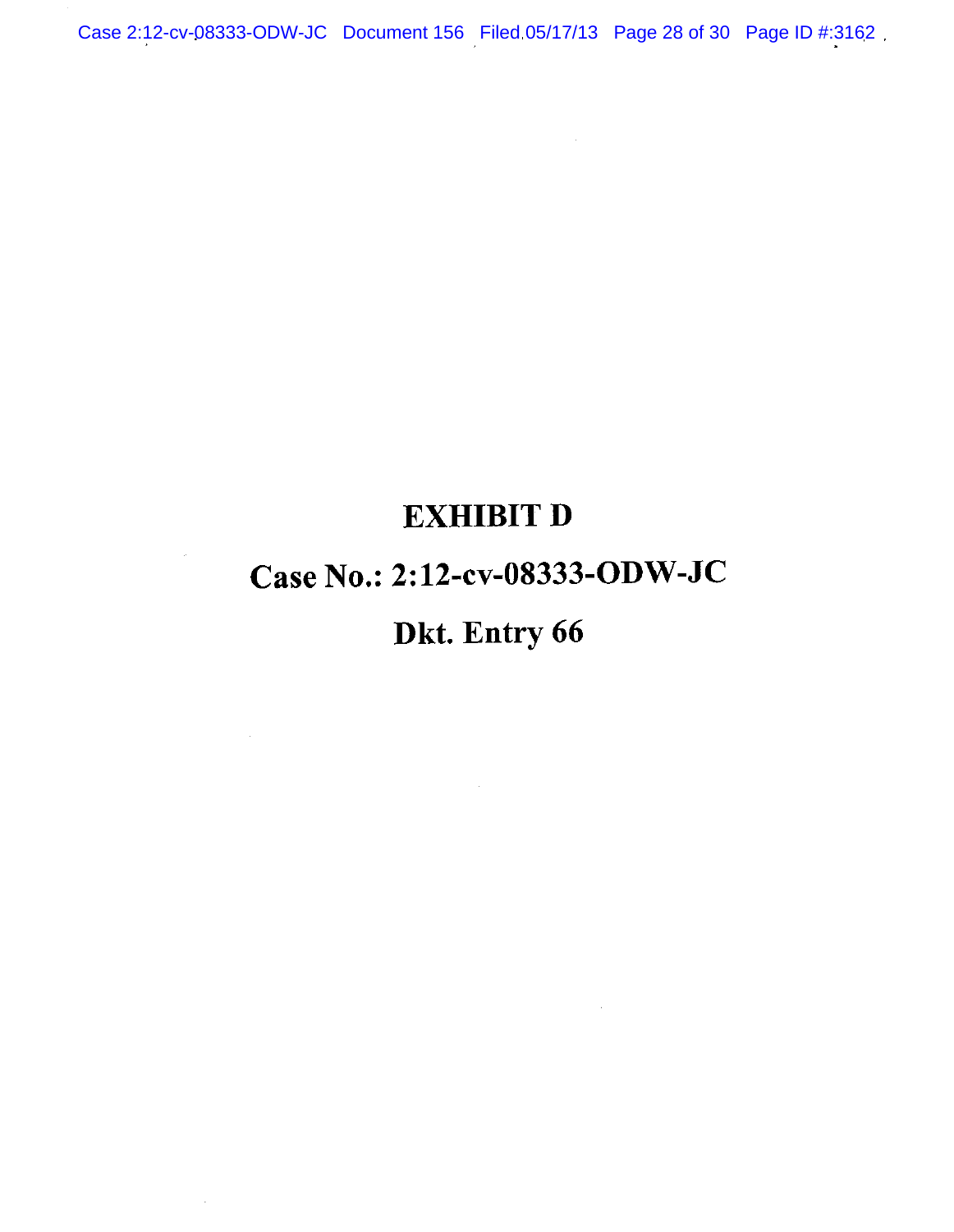# EXHIBIT D

# Case No.: 2:12-cv-08333-ODW-JC

# Dkt. Entry 66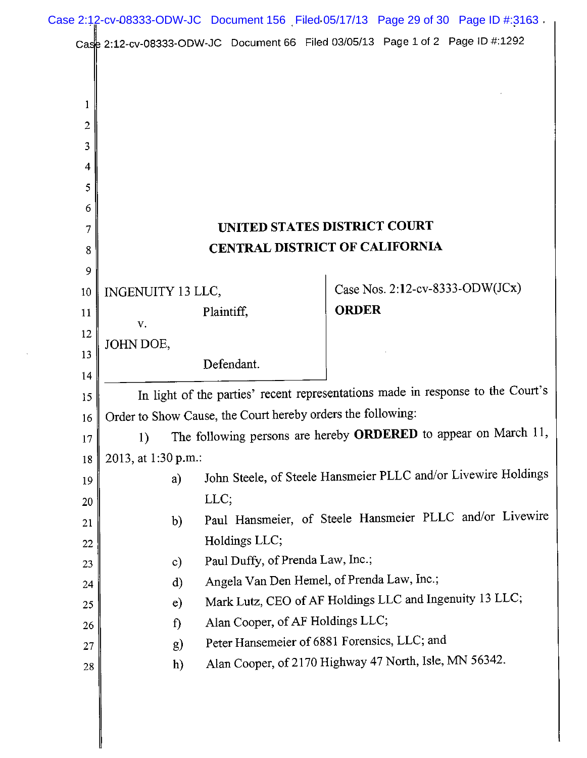UNITED STATES DISTRICT COURT
CENTRAL DISTRICT OF CALIFORNIA

INGENUITY 13 LLC,
Plaintiff,
v.
JOHN DOE,
Defendant.

Case Nos. 2:12-cv-8333-ODW(JCx)

**ORDER**

In light of the parties' recent representations made in response to the Court's Order to Show Cause, the Court hereby orders the following:

1) The following persons are hereby **ORDERED** to appear on March 11, 2013, at 1:30 p.m.:

   a) John Steele, of Steele Hansmeier PLLC and/or Livewire Holdings LLC;
   b) Paul Hansmeier, of Steele Hansmeier PLLC and/or Livewire Holdings LLC;
   c) Paul Duffy, of Prenda Law, Inc.;
   d) Angela Van Den Hemel, of Prenda Law, Inc.;
   e) Mark Lutz, CEO of AF Holdings LLC and Ingenuity 13 LLC;
   f) Alan Cooper, of AF Holdings LLC;
   g) Peter Hansemeier of 6881 Forensics, LLC; and
   h) Alan Cooper, of 2170 Highway 47 North, Isle, MN 56342.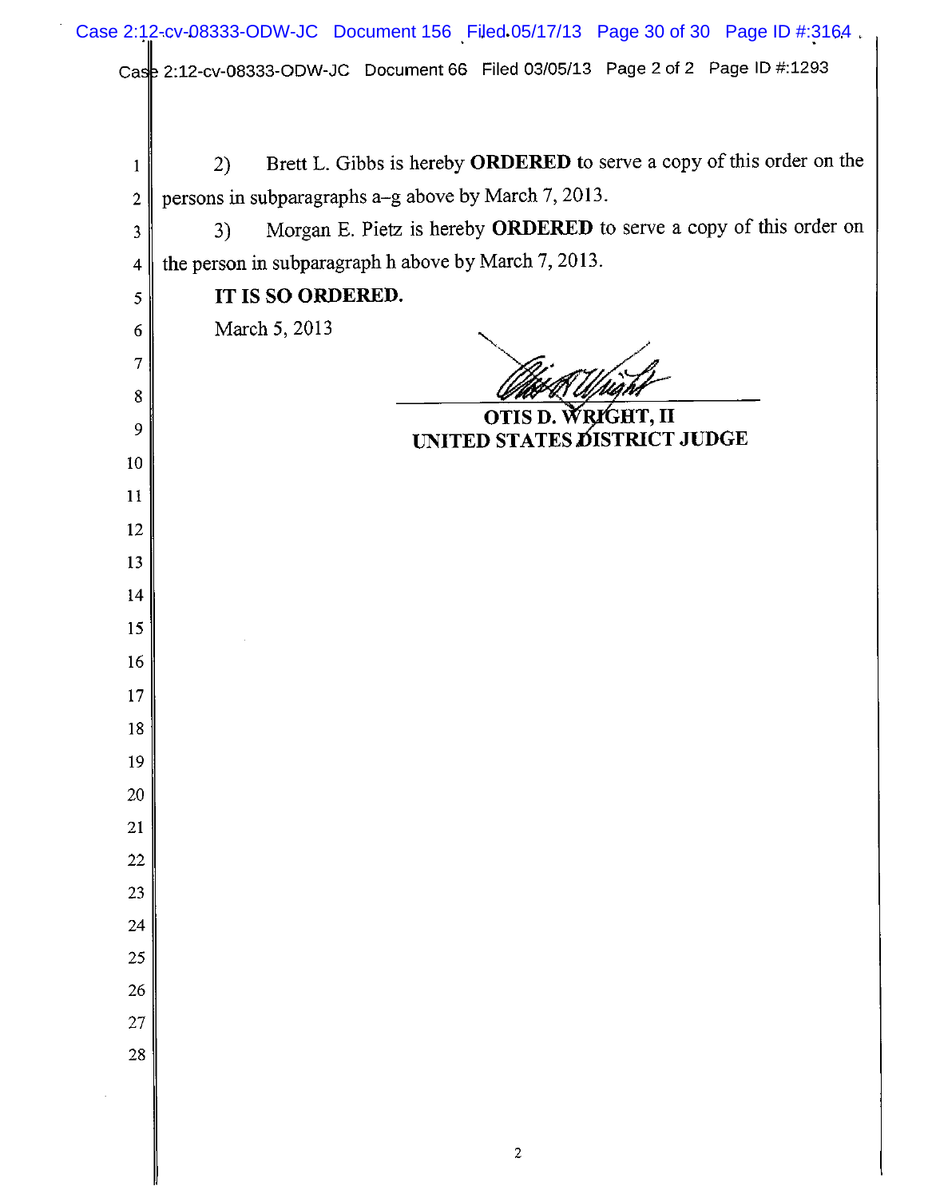2) Brett L. Gibbs is hereby **ORDERED** to serve a copy of this order on the persons in subparagraphs a–g above by March 7, 2013.

3) Morgan E. Pietz is hereby **ORDERED** to serve a copy of this order on the person in subparagraph h above by March 7, 2013.

**IT IS SO ORDERED.**

March 5, 2013

**OTIS D. WRIGHT, II**
**UNITED STATES DISTRICT JUDGE**